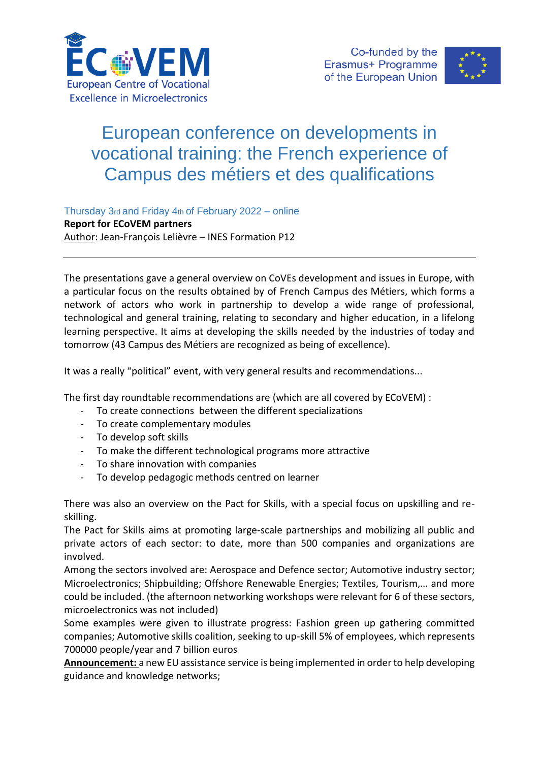# European conference on developments in vocational training: the French experience of Campus des métiers et des qualifications

Thursday 3rd and Friday 4th of February 2022 – online

**Report for ECoVEM partners**

Author: Jean-François Lelièvre – INES Formation P12

---

The presentations gave a general overview on CoVEs development and issues in Europe, with a particular focus on the results obtained by of French Campus des Métiers, which forms a network of actors who work in partnership to develop a wide range of professional, technological and general training, relating to secondary and higher education, in a lifelong learning perspective. It aims at developing the skills needed by the industries of today and tomorrow (43 Campus des Métiers are recognized as being of excellence).

It was a really "political" event, with very general results and recommendations...

The first day roundtable recommendations are (which are all covered by ECoVEM) :

- To create connections between the different specializations
- To create complementary modules
- To develop soft skills
- To make the different technological programs more attractive
- To share innovation with companies
- To develop pedagogic methods centred on learner

There was also an overview on the Pact for Skills, with a special focus on upskilling and re-skilling.

The Pact for Skills aims at promoting large-scale partnerships and mobilizing all public and private actors of each sector: to date, more than 500 companies and organizations are involved.

Among the sectors involved are: Aerospace and Defence sector; Automotive industry sector; Microelectronics; Shipbuilding; Offshore Renewable Energies; Textiles, Tourism,… and more could be included. (the afternoon networking workshops were relevant for 6 of these sectors, microelectronics was not included)

Some examples were given to illustrate progress: Fashion green up gathering committed companies; Automotive skills coalition, seeking to up-skill 5% of employees, which represents 700000 people/year and 7 billion euros

**Announcement:** a new EU assistance service is being implemented in order to help developing guidance and knowledge networks;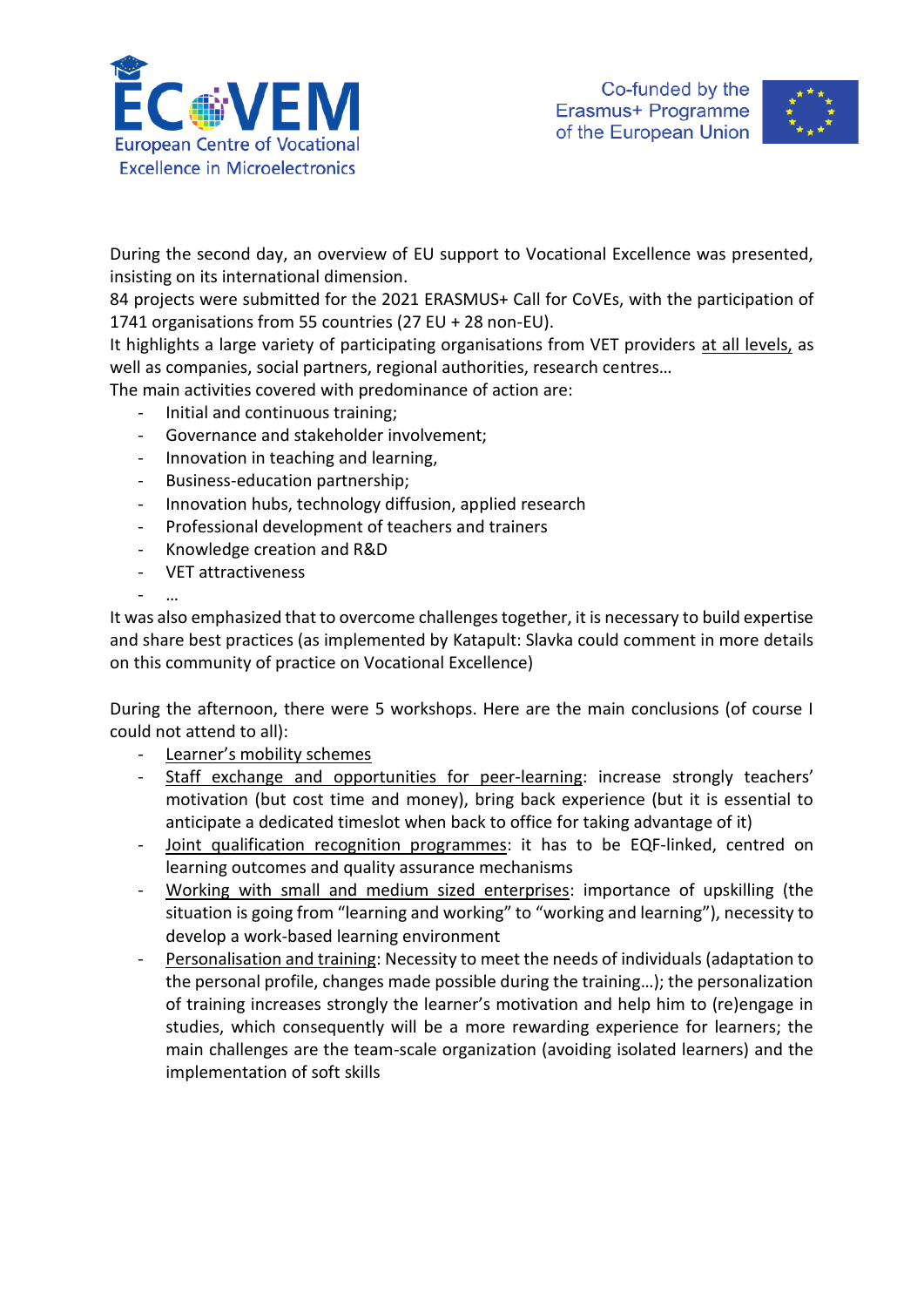During the second day, an overview of EU support to Vocational Excellence was presented, insisting on its international dimension.

84 projects were submitted for the 2021 ERASMUS+ Call for CoVEs, with the participation of 1741 organisations from 55 countries (27 EU + 28 non-EU).

It highlights a large variety of participating organisations from VET providers <u>at all levels,</u> as well as companies, social partners, regional authorities, research centres…

The main activities covered with predominance of action are:

- Initial and continuous training;
- Governance and stakeholder involvement;
- Innovation in teaching and learning,
- Business-education partnership;
- Innovation hubs, technology diffusion, applied research
- Professional development of teachers and trainers
- Knowledge creation and R&D
- VET attractiveness
- …

It was also emphasized that to overcome challenges together, it is necessary to build expertise and share best practices (as implemented by Katapult: Slavka could comment in more details on this community of practice on Vocational Excellence)

During the afternoon, there were 5 workshops. Here are the main conclusions (of course I could not attend to all):

- <u>Learner's mobility schemes</u>
- <u>Staff exchange and opportunities for peer-learning</u>: increase strongly teachers' motivation (but cost time and money), bring back experience (but it is essential to anticipate a dedicated timeslot when back to office for taking advantage of it)
- <u>Joint qualification recognition programmes</u>: it has to be EQF-linked, centred on learning outcomes and quality assurance mechanisms
- <u>Working with small and medium sized enterprises</u>: importance of upskilling (the situation is going from "learning and working" to "working and learning"), necessity to develop a work-based learning environment
- <u>Personalisation and training</u>: Necessity to meet the needs of individuals (adaptation to the personal profile, changes made possible during the training…); the personalization of training increases strongly the learner's motivation and help him to (re)engage in studies, which consequently will be a more rewarding experience for learners; the main challenges are the team-scale organization (avoiding isolated learners) and the implementation of soft skills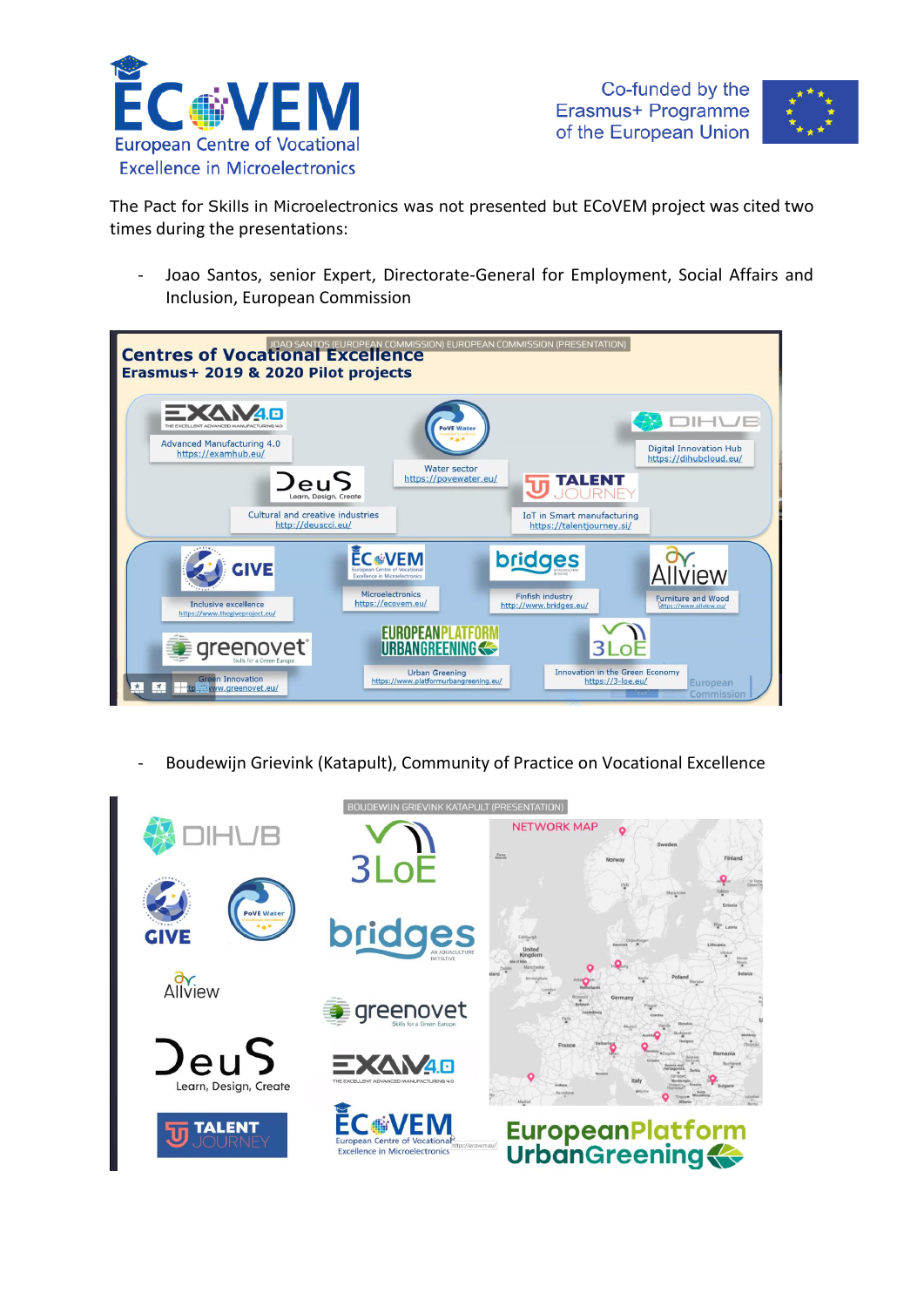The Pact for Skills in Microelectronics was not presented but ECoVEM project was cited two times during the presentations:

- Joao Santos, senior Expert, Directorate-General for Employment, Social Affairs and Inclusion, European Commission

- Boudewijn Grievink (Katapult), Community of Practice on Vocational Excellence